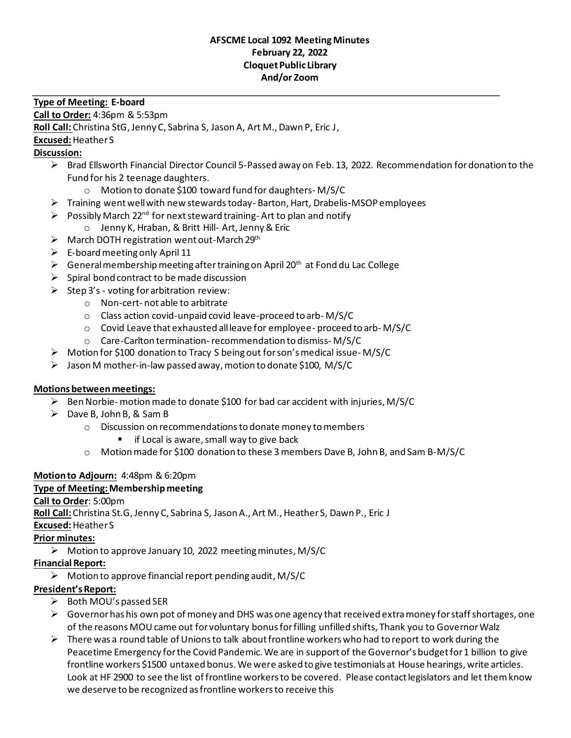**AFSCME Local 1092 Meeting Minutes**
**February 22, 2022**
**Cloquet Public Library**
**And/or Zoom**

---

**Type of Meeting: E-board**
**Call to Order:** 4:36pm & 5:53pm
**Roll Call:** Christina StG, Jenny C, Sabrina S, Jason A, Art M., Dawn P, Eric J,
**Excused:** Heather S
**Discussion:**

- Brad Ellsworth Financial Director Council 5-Passed away on Feb. 13, 2022. Recommendation for donation to the Fund for his 2 teenage daughters.
  - Motion to donate $100 toward fund for daughters- M/S/C
- Training went well with new stewards today- Barton, Hart, Drabelis-MSOP employees
- Possibly March 22nd for next steward training- Art to plan and notify
  - Jenny K, Hraban, & Britt Hill- Art, Jenny & Eric
- March DOTH registration went out-March 29th
- E-board meeting only April 11
- General membership meeting after training on April 20th at Fond du Lac College
- Spiral bond contract to be made discussion
- Step 3's - voting for arbitration review:
  - Non-cert- not able to arbitrate
  - Class action covid-unpaid covid leave-proceed to arb- M/S/C
  - Covid Leave that exhausted all leave for employee- proceed to arb- M/S/C
  - Care-Carlton termination- recommendation to dismiss- M/S/C
- Motion for $100 donation to Tracy S being out for son's medical issue- M/S/C
- Jason M mother-in-law passed away, motion to donate $100, M/S/C

**Motions between meetings:**

- Ben Norbie- motion made to donate $100 for bad car accident with injuries, M/S/C
- Dave B, John B, & Sam B
  - Discussion on recommendations to donate money to members
    - if Local is aware, small way to give back
  - Motion made for $100 donation to these 3 members Dave B, John B, and Sam B-M/S/C

**Motion to Adjourn:** 4:48pm & 6:20pm
**Type of Meeting: Membership meeting**
**Call to Order**: 5:00pm
**Roll Call:** Christina St.G, Jenny C, Sabrina S, Jason A., Art M., Heather S, Dawn P., Eric J
**Excused:** Heather S
**Prior minutes:**

- Motion to approve January 10, 2022 meeting minutes, M/S/C

**Financial Report:**

- Motion to approve financial report pending audit, M/S/C

**President's Report:**

- Both MOU's passed SER
- Governor has his own pot of money and DHS was one agency that received extra money for staff shortages, one of the reasons MOU came out for voluntary bonus for filling unfilled shifts, Thank you to Governor Walz
- There was a round table of Unions to talk about frontline workers who had to report to work during the Peacetime Emergency for the Covid Pandemic. We are in support of the Governor's budget for 1 billion to give frontline workers $1500 untaxed bonus. We were asked to give testimonials at House hearings, write articles. Look at HF 2900 to see the list of frontline workers to be covered. Please contact legislators and let them know we deserve to be recognized as frontline workers to receive this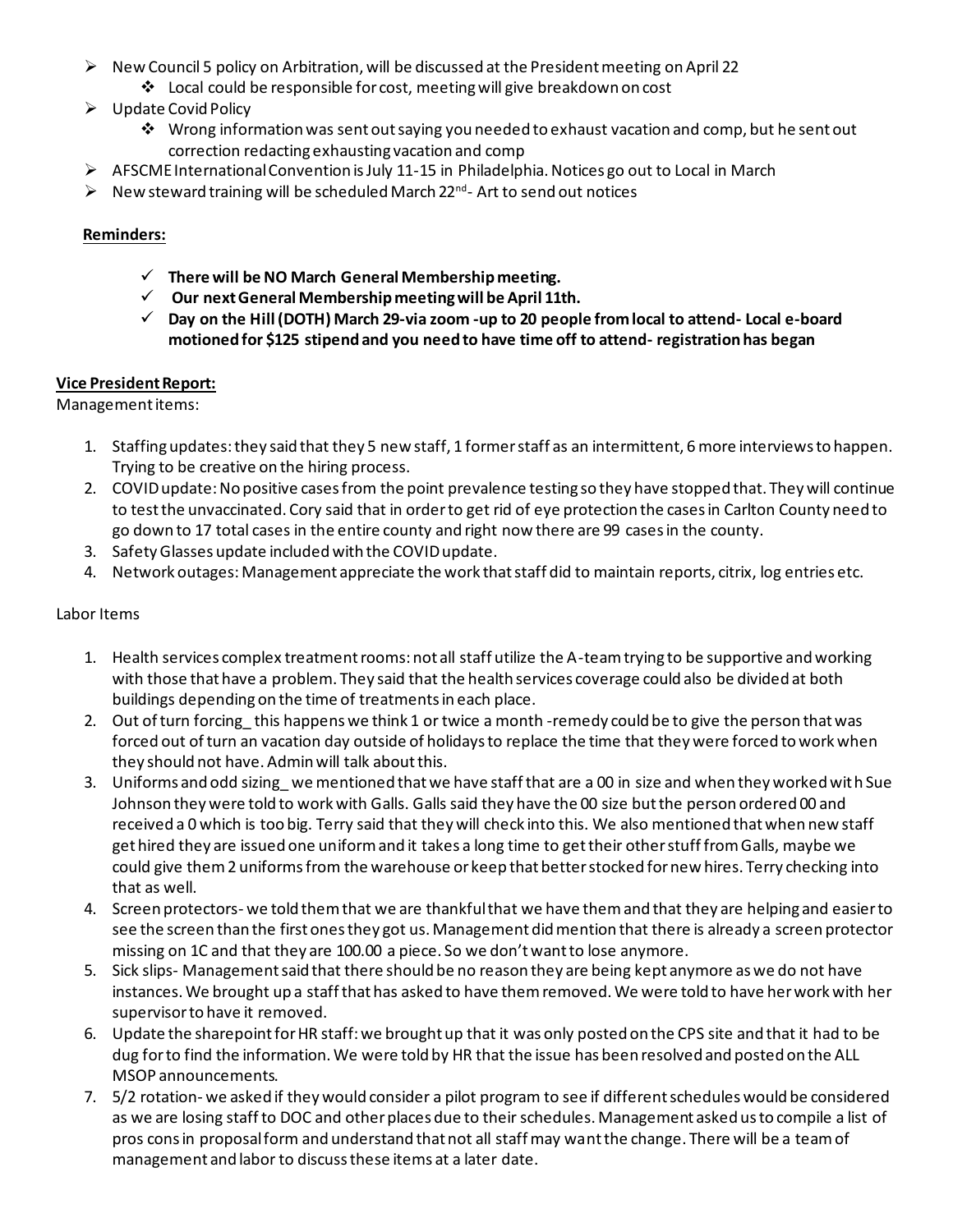- New Council 5 policy on Arbitration, will be discussed at the President meeting on April 22
    - Local could be responsible for cost, meeting will give breakdown on cost
- Update Covid Policy
    - Wrong information was sent out saying you needed to exhaust vacation and comp, but he sent out correction redacting exhausting vacation and comp
- AFSCME International Convention is July 11-15 in Philadelphia. Notices go out to Local in March
- New steward training will be scheduled March 22nd- Art to send out notices

**Reminders:**

- ✓ **There will be NO March General Membership meeting.**
- ✓ **Our next General Membership meeting will be April 11th.**
- ✓ **Day on the Hill (DOTH) March 29-via zoom -up to 20 people from local to attend- Local e-board motioned for $125 stipend and you need to have time off to attend- registration has began**

**Vice President Report:**

Management items:

1. Staffing updates: they said that they 5 new staff, 1 former staff as an intermittent, 6 more interviews to happen. Trying to be creative on the hiring process.
2. COVID update: No positive cases from the point prevalence testing so they have stopped that. They will continue to test the unvaccinated. Cory said that in order to get rid of eye protection the cases in Carlton County need to go down to 17 total cases in the entire county and right now there are 99 cases in the county.
3. Safety Glasses update included with the COVID update.
4. Network outages: Management appreciate the work that staff did to maintain reports, citrix, log entries etc.

Labor Items

1. Health services complex treatment rooms: not all staff utilize the A-team trying to be supportive and working with those that have a problem. They said that the health services coverage could also be divided at both buildings depending on the time of treatments in each place.
2. Out of turn forcing_ this happens we think 1 or twice a month -remedy could be to give the person that was forced out of turn an vacation day outside of holidays to replace the time that they were forced to work when they should not have. Admin will talk about this.
3. Uniforms and odd sizing_ we mentioned that we have staff that are a 00 in size and when they worked with Sue Johnson they were told to work with Galls. Galls said they have the 00 size but the person ordered 00 and received a 0 which is too big. Terry said that they will check into this. We also mentioned that when new staff get hired they are issued one uniform and it takes a long time to get their other stuff from Galls, maybe we could give them 2 uniforms from the warehouse or keep that better stocked for new hires. Terry checking into that as well.
4. Screen protectors- we told them that we are thankful that we have them and that they are helping and easier to see the screen than the first ones they got us. Management did mention that there is already a screen protector missing on 1C and that they are 100.00 a piece. So we don't want to lose anymore.
5. Sick slips- Management said that there should be no reason they are being kept anymore as we do not have instances. We brought up a staff that has asked to have them removed. We were told to have her work with her supervisor to have it removed.
6. Update the sharepoint for HR staff: we brought up that it was only posted on the CPS site and that it had to be dug for to find the information. We were told by HR that the issue has been resolved and posted on the ALL MSOP announcements.
7. 5/2 rotation- we asked if they would consider a pilot program to see if different schedules would be considered as we are losing staff to DOC and other places due to their schedules. Management asked us to compile a list of pros cons in proposal form and understand that not all staff may want the change. There will be a team of management and labor to discuss these items at a later date.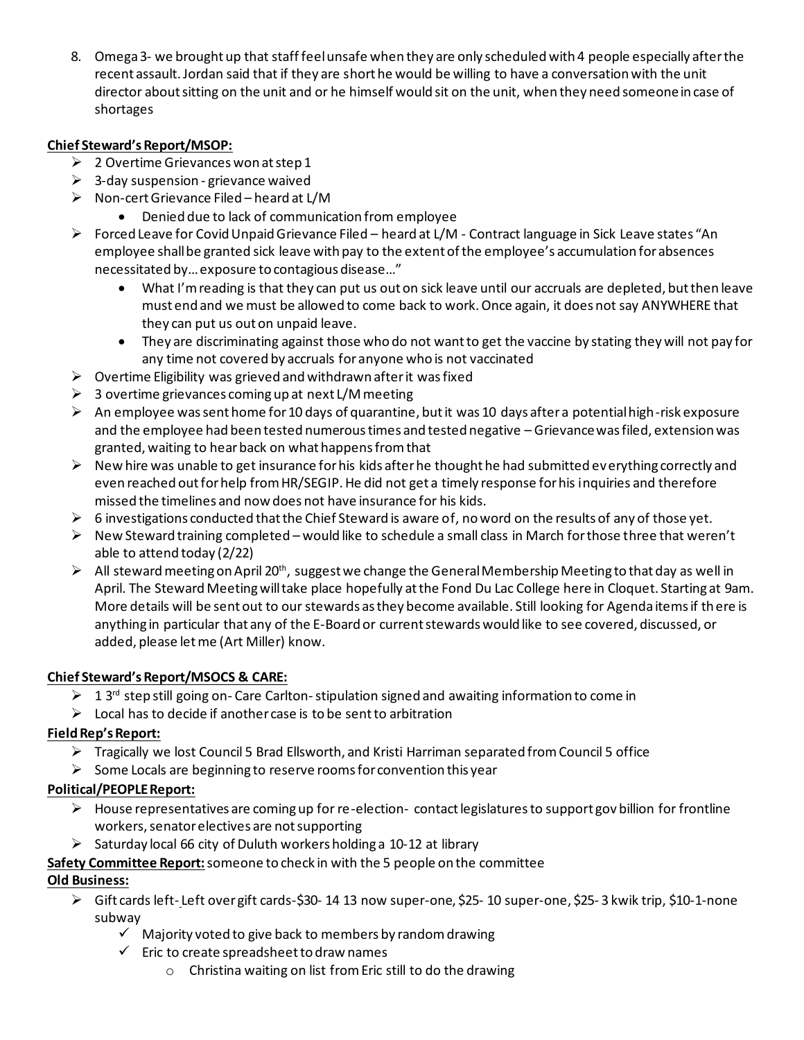8. Omega 3- we brought up that staff feel unsafe when they are only scheduled with 4 people especially after the recent assault. Jordan said that if they are short he would be willing to have a conversation with the unit director about sitting on the unit and or he himself would sit on the unit, when they need someone in case of shortages

**Chief Steward's Report/MSOP:**

- 2 Overtime Grievances won at step 1
- 3-day suspension - grievance waived
- Non-cert Grievance Filed – heard at L/M
    - Denied due to lack of communication from employee
- Forced Leave for Covid Unpaid Grievance Filed – heard at L/M - Contract language in Sick Leave states "An employee shall be granted sick leave with pay to the extent of the employee's accumulation for absences necessitated by… exposure to contagious disease…"
    - What I'm reading is that they can put us out on sick leave until our accruals are depleted, but then leave must end and we must be allowed to come back to work. Once again, it does not say ANYWHERE that they can put us out on unpaid leave.
    - They are discriminating against those who do not want to get the vaccine by stating they will not pay for any time not covered by accruals for anyone who is not vaccinated
- Overtime Eligibility was grieved and withdrawn after it was fixed
- 3 overtime grievances coming up at next L/M meeting
- An employee was sent home for 10 days of quarantine, but it was 10 days after a potential high-risk exposure and the employee had been tested numerous times and tested negative – Grievance was filed, extension was granted, waiting to hear back on what happens from that
- New hire was unable to get insurance for his kids after he thought he had submitted everything correctly and even reached out for help from HR/SEGIP. He did not get a timely response for his inquiries and therefore missed the timelines and now does not have insurance for his kids.
- 6 investigations conducted that the Chief Steward is aware of, no word on the results of any of those yet.
- New Steward training completed – would like to schedule a small class in March for those three that weren't able to attend today (2/22)
- All steward meeting on April 20th, suggest we change the General Membership Meeting to that day as well in April. The Steward Meeting will take place hopefully at the Fond Du Lac College here in Cloquet. Starting at 9am. More details will be sent out to our stewards as they become available. Still looking for Agenda items if there is anything in particular that any of the E-Board or current stewards would like to see covered, discussed, or added, please let me (Art Miller) know.

**Chief Steward's Report/MSOCS & CARE:**

- 1 3rd step still going on- Care Carlton- stipulation signed and awaiting information to come in
- Local has to decide if another case is to be sent to arbitration

**Field Rep's Report:**

- Tragically we lost Council 5 Brad Ellsworth, and Kristi Harriman separated from Council 5 office
- Some Locals are beginning to reserve rooms for convention this year

**Political/PEOPLE Report:**

- House representatives are coming up for re-election- contact legislatures to support gov billion for frontline workers, senator electives are not supporting
- Saturday local 66 city of Duluth workers holding a 10-12 at library

**Safety Committee Report:** someone to check in with the 5 people on the committee

**Old Business:**

- Gift cards left- Left over gift cards-$30- 14 13 now super-one, $25- 10 super-one, $25- 3 kwik trip, $10-1-none subway
    - ✓ Majority voted to give back to members by random drawing
    - ✓ Eric to create spreadsheet to draw names
        - Christina waiting on list from Eric still to do the drawing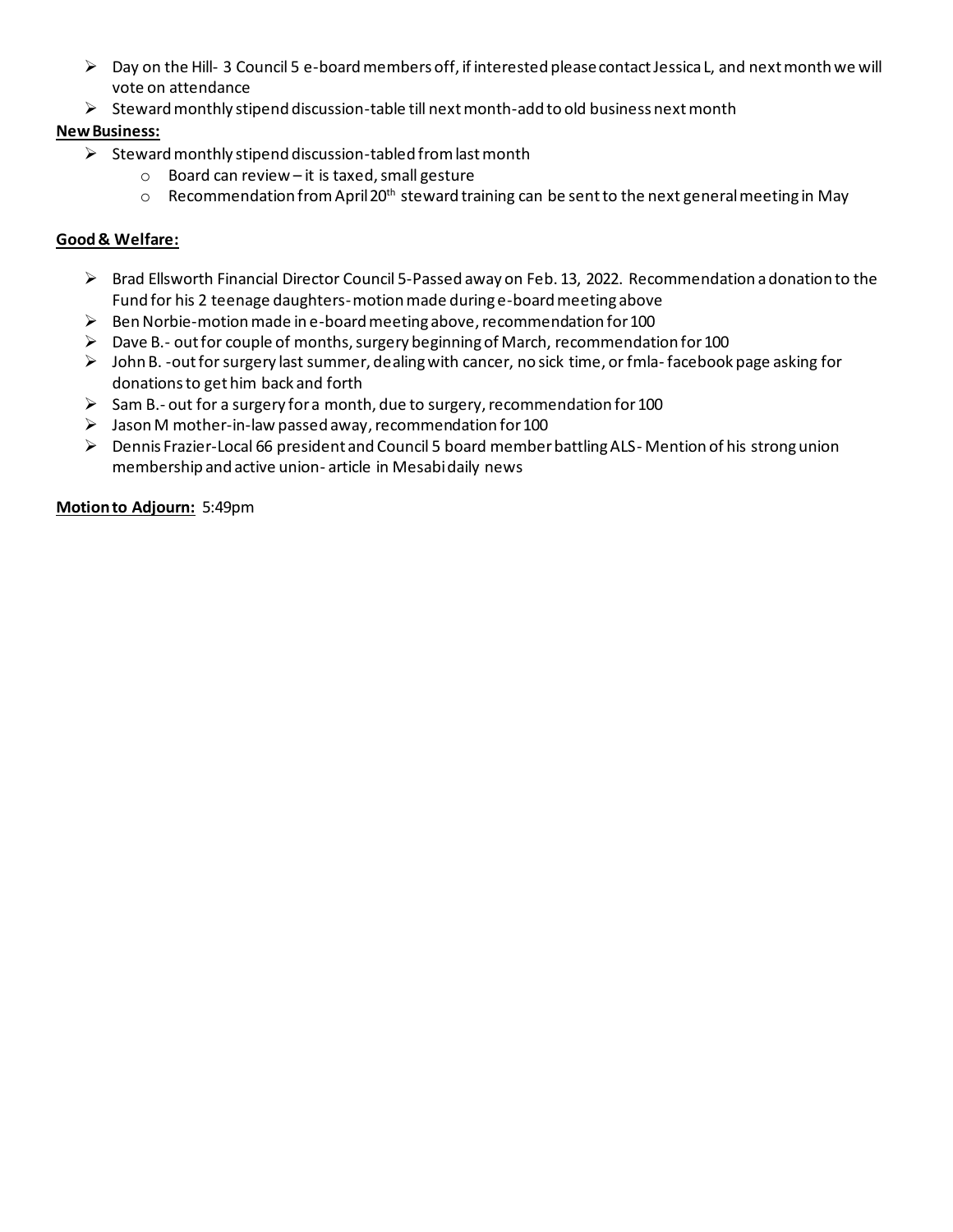- Day on the Hill- 3 Council 5 e-board members off, if interested please contact Jessica L, and next month we will vote on attendance
- Steward monthly stipend discussion-table till next month-add to old business next month

**New Business:**

- Steward monthly stipend discussion-tabled from last month
  - Board can review – it is taxed, small gesture
  - Recommendation from April 20th steward training can be sent to the next general meeting in May

**Good & Welfare:**

- Brad Ellsworth Financial Director Council 5-Passed away on Feb. 13, 2022. Recommendation a donation to the Fund for his 2 teenage daughters-motion made during e-board meeting above
- Ben Norbie-motion made in e-board meeting above, recommendation for 100
- Dave B.- out for couple of months, surgery beginning of March, recommendation for 100
- John B. -out for surgery last summer, dealing with cancer, no sick time, or fmla- facebook page asking for donations to get him back and forth
- Sam B.- out for a surgery for a month, due to surgery, recommendation for 100
- Jason M mother-in-law passed away, recommendation for 100
- Dennis Frazier-Local 66 president and Council 5 board member battling ALS- Mention of his strong union membership and active union- article in Mesabi daily news

**Motion to Adjourn:** 5:49pm